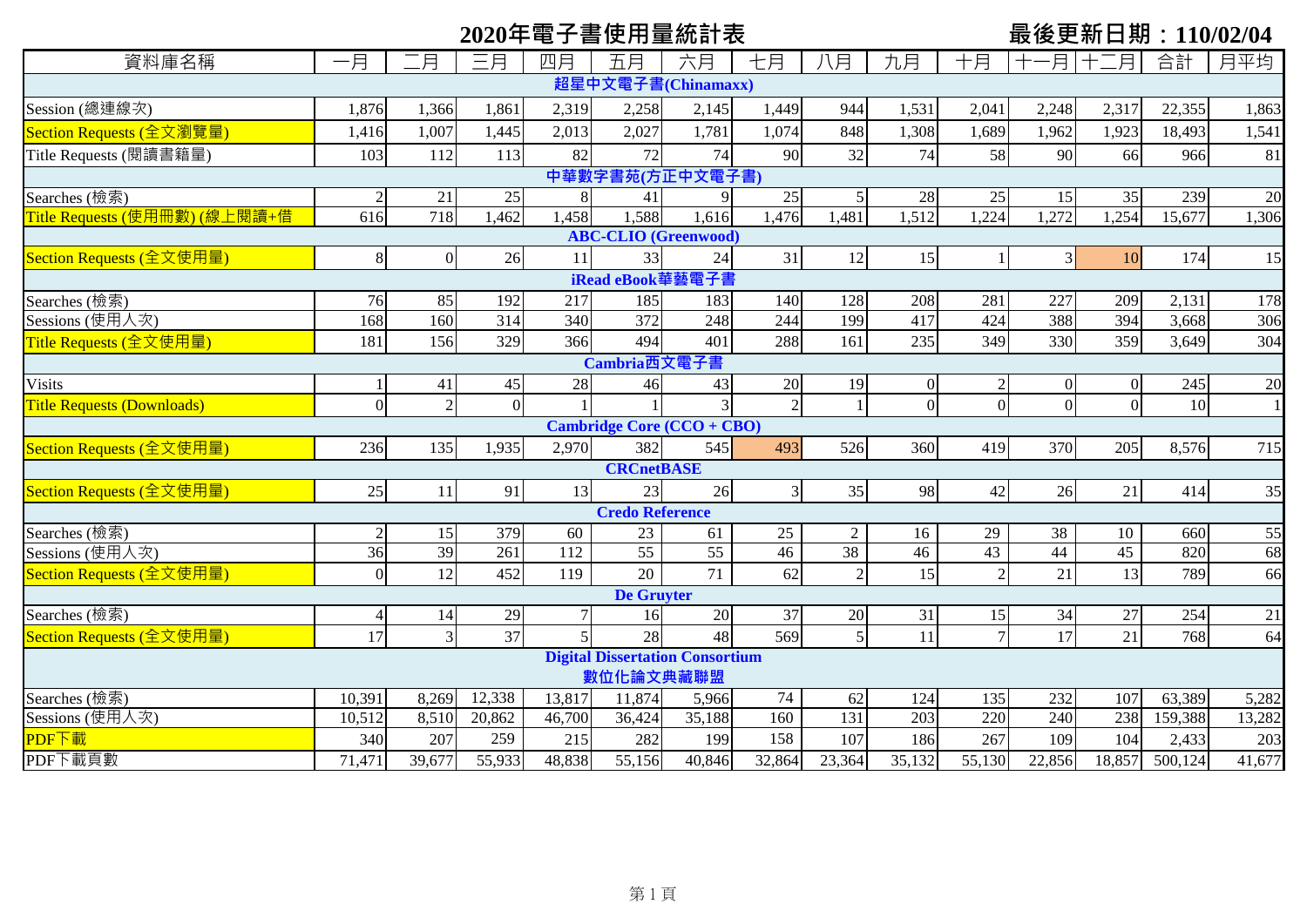# 2020年電子書使用量統計表

**最後更新日期：110/02/04**

| 資料庫名稱 | 一月 | 二月 | 三月 | 四月 | 五月 | 六月 | 七月 | 八月 | 九月 | 十月 | 十一月 | 十二月 | 合計 | 月平均 |
|---|---|---|---|---|---|---|---|---|---|---|---|---|---|---|
| **超星中文電子書(Chinamaxx)** | | | | | | | | | | | | | | |
| Session (總連線次) | 1,876 | 1,366 | 1,861 | 2,319 | 2,258 | 2,145 | 1,449 | 944 | 1,531 | 2,041 | 2,248 | 2,317 | 22,355 | 1,863 |
| Section Requests (全文瀏覽量) | 1,416 | 1,007 | 1,445 | 2,013 | 2,027 | 1,781 | 1,074 | 848 | 1,308 | 1,689 | 1,962 | 1,923 | 18,493 | 1,541 |
| Title Requests (閱讀書籍量) | 103 | 112 | 113 | 82 | 72 | 74 | 90 | 32 | 74 | 58 | 90 | 66 | 966 | 81 |
| **中華數字書苑(方正中文電子書)** | | | | | | | | | | | | | | |
| Searches (檢索) | 2 | 21 | 25 | 8 | 41 | 9 | 25 | 5 | 28 | 25 | 15 | 35 | 239 | 20 |
| Title Requests (使用冊數) (線上閱讀+借 | 616 | 718 | 1,462 | 1,458 | 1,588 | 1,616 | 1,476 | 1,481 | 1,512 | 1,224 | 1,272 | 1,254 | 15,677 | 1,306 |
| **ABC-CLIO (Greenwood)** | | | | | | | | | | | | | | |
| Section Requests (全文使用量) | 8 | 0 | 26 | 11 | 33 | 24 | 31 | 12 | 15 | 1 | 3 | 10 | 174 | 15 |
| **iRead eBook華藝電子書** | | | | | | | | | | | | | | |
| Searches (檢索) | 76 | 85 | 192 | 217 | 185 | 183 | 140 | 128 | 208 | 281 | 227 | 209 | 2,131 | 178 |
| Sessions (使用人次) | 168 | 160 | 314 | 340 | 372 | 248 | 244 | 199 | 417 | 424 | 388 | 394 | 3,668 | 306 |
| Title Requests (全文使用量) | 181 | 156 | 329 | 366 | 494 | 401 | 288 | 161 | 235 | 349 | 330 | 359 | 3,649 | 304 |
| **Cambria西文電子書** | | | | | | | | | | | | | | |
| Visits | 1 | 41 | 45 | 28 | 46 | 43 | 20 | 19 | 0 | 2 | 0 | 0 | 245 | 20 |
| Title Requests (Downloads) | 0 | 2 | 0 | 1 | 1 | 3 | 2 | 1 | 0 | 0 | 0 | 0 | 10 | 1 |
| **Cambridge Core (CCO + CBO)** | | | | | | | | | | | | | | |
| Section Requests (全文使用量) | 236 | 135 | 1,935 | 2,970 | 382 | 545 | 493 | 526 | 360 | 419 | 370 | 205 | 8,576 | 715 |
| **CRCnetBASE** | | | | | | | | | | | | | | |
| Section Requests (全文使用量) | 25 | 11 | 91 | 13 | 23 | 26 | 3 | 35 | 98 | 42 | 26 | 21 | 414 | 35 |
| **Credo Reference** | | | | | | | | | | | | | | |
| Searches (檢索) | 2 | 15 | 379 | 60 | 23 | 61 | 25 | 2 | 16 | 29 | 38 | 10 | 660 | 55 |
| Sessions (使用人次) | 36 | 39 | 261 | 112 | 55 | 55 | 46 | 38 | 46 | 43 | 44 | 45 | 820 | 68 |
| Section Requests (全文使用量) | 0 | 12 | 452 | 119 | 20 | 71 | 62 | 2 | 15 | 2 | 21 | 13 | 789 | 66 |
| **De Gruyter** | | | | | | | | | | | | | | |
| Searches (檢索) | 4 | 14 | 29 | 7 | 16 | 20 | 37 | 20 | 31 | 15 | 34 | 27 | 254 | 21 |
| Section Requests (全文使用量) | 17 | 3 | 37 | 5 | 28 | 48 | 569 | 5 | 11 | 7 | 17 | 21 | 768 | 64 |
| **Digital Dissertation Consortium 數位化論文典藏聯盟** | | | | | | | | | | | | | | |
| Searches (檢索) | 10,391 | 8,269 | 12,338 | 13,817 | 11,874 | 5,966 | 74 | 62 | 124 | 135 | 232 | 107 | 63,389 | 5,282 |
| Sessions (使用人次) | 10,512 | 8,510 | 20,862 | 46,700 | 36,424 | 35,188 | 160 | 131 | 203 | 220 | 240 | 238 | 159,388 | 13,282 |
| PDF下載 | 340 | 207 | 259 | 215 | 282 | 199 | 158 | 107 | 186 | 267 | 109 | 104 | 2,433 | 203 |
| PDF下載頁數 | 71,471 | 39,677 | 55,933 | 48,838 | 55,156 | 40,846 | 32,864 | 23,364 | 35,132 | 55,130 | 22,856 | 18,857 | 500,124 | 41,677 |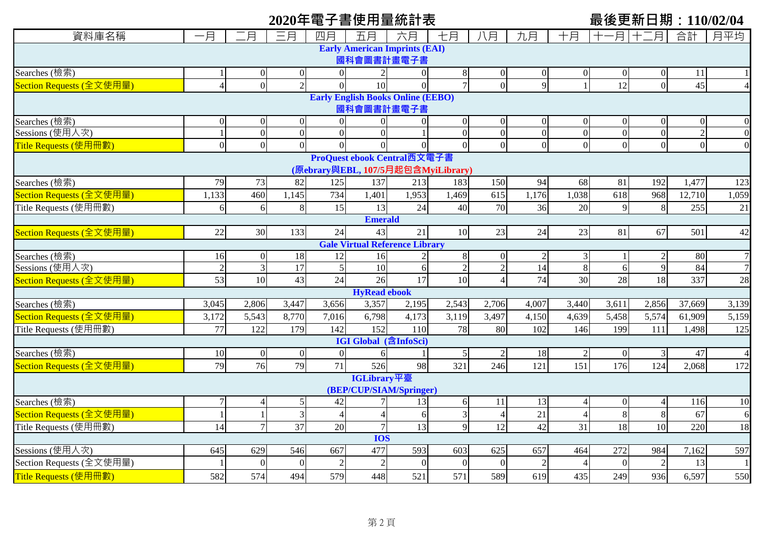# 2020年電子書使用量統計表

**最後更新日期：110/02/04**

| 資料庫名稱 | 一月 | 二月 | 三月 | 四月 | 五月 | 六月 | 七月 | 八月 | 九月 | 十月 | 十一月 | 十二月 | 合計 | 月平均 |
|---|---|---|---|---|---|---|---|---|---|---|---|---|---|---|
| **Early American Imprints (EAI) 國科會圖書計畫電子書** | | | | | | | | | | | | | | |
| Searches (檢索) | 1 | 0 | 0 | 0 | 2 | 0 | 8 | 0 | 0 | 0 | 0 | 0 | 11 | 1 |
| Section Requests (全文使用量) | 4 | 0 | 2 | 0 | 10 | 0 | 7 | 0 | 9 | 1 | 12 | 0 | 45 | 4 |
| **Early English Books Online (EEBO) 國科會圖書計畫電子書** | | | | | | | | | | | | | | |
| Searches (檢索) | 0 | 0 | 0 | 0 | 0 | 0 | 0 | 0 | 0 | 0 | 0 | 0 | 0 | 0 |
| Sessions (使用人次) | 1 | 0 | 0 | 0 | 0 | 1 | 0 | 0 | 0 | 0 | 0 | 0 | 2 | 0 |
| Title Requests (使用冊數) | 0 | 0 | 0 | 0 | 0 | 0 | 0 | 0 | 0 | 0 | 0 | 0 | 0 | 0 |
| **ProQuest ebook Central西文電子書 (原ebrary與EBL, 107/5月起包含MyiLibrary)** | | | | | | | | | | | | | | |
| Searches (檢索) | 79 | 73 | 82 | 125 | 137 | 213 | 183 | 150 | 94 | 68 | 81 | 192 | 1,477 | 123 |
| Section Requests (全文使用量) | 1,133 | 460 | 1,145 | 734 | 1,401 | 1,953 | 1,469 | 615 | 1,176 | 1,038 | 618 | 968 | 12,710 | 1,059 |
| Title Requests (使用冊數) | 6 | 6 | 8 | 15 | 13 | 24 | 40 | 70 | 36 | 20 | 9 | 8 | 255 | 21 |
| **Emerald** | | | | | | | | | | | | | | |
| Section Requests (全文使用量) | 22 | 30 | 133 | 24 | 43 | 21 | 10 | 23 | 24 | 23 | 81 | 67 | 501 | 42 |
| **Gale Virtual Reference Library** | | | | | | | | | | | | | | |
| Searches (檢索) | 16 | 0 | 18 | 12 | 16 | 2 | 8 | 0 | 2 | 3 | 1 | 2 | 80 | 7 |
| Sessions (使用人次) | 2 | 3 | 17 | 5 | 10 | 6 | 2 | 2 | 14 | 8 | 6 | 9 | 84 | 7 |
| Section Requests (全文使用量) | 53 | 10 | 43 | 24 | 26 | 17 | 10 | 4 | 74 | 30 | 28 | 18 | 337 | 28 |
| **HyRead ebook** | | | | | | | | | | | | | | |
| Searches (檢索) | 3,045 | 2,806 | 3,447 | 3,656 | 3,357 | 2,195 | 2,543 | 2,706 | 4,007 | 3,440 | 3,611 | 2,856 | 37,669 | 3,139 |
| Section Requests (全文使用量) | 3,172 | 5,543 | 8,770 | 7,016 | 6,798 | 4,173 | 3,119 | 3,497 | 4,150 | 4,639 | 5,458 | 5,574 | 61,909 | 5,159 |
| Title Requests (使用冊數) | 77 | 122 | 179 | 142 | 152 | 110 | 78 | 80 | 102 | 146 | 199 | 111 | 1,498 | 125 |
| **IGI Global (含InfoSci)** | | | | | | | | | | | | | | |
| Searches (檢索) | 10 | 0 | 0 | 0 | 6 | 1 | 5 | 2 | 18 | 2 | 0 | 3 | 47 | 4 |
| Section Requests (全文使用量) | 79 | 76 | 79 | 71 | 526 | 98 | 321 | 246 | 121 | 151 | 176 | 124 | 2,068 | 172 |
| **IGLibrary平臺 (BEP/CUP/SIAM/Springer)** | | | | | | | | | | | | | | |
| Searches (檢索) | 7 | 4 | 5 | 42 | 7 | 13 | 6 | 11 | 13 | 4 | 0 | 4 | 116 | 10 |
| Section Requests (全文使用量) | 1 | 1 | 3 | 4 | 4 | 6 | 3 | 4 | 21 | 4 | 8 | 8 | 67 | 6 |
| Title Requests (使用冊數) | 14 | 7 | 37 | 20 | 7 | 13 | 9 | 12 | 42 | 31 | 18 | 10 | 220 | 18 |
| **IOS** | | | | | | | | | | | | | | |
| Sessions (使用人次) | 645 | 629 | 546 | 667 | 477 | 593 | 603 | 625 | 657 | 464 | 272 | 984 | 7,162 | 597 |
| Section Requests (全文使用量) | 1 | 0 | 0 | 2 | 2 | 0 | 0 | 0 | 2 | 4 | 0 | 2 | 13 | 1 |
| Title Requests (使用冊數) | 582 | 574 | 494 | 579 | 448 | 521 | 571 | 589 | 619 | 435 | 249 | 936 | 6,597 | 550 |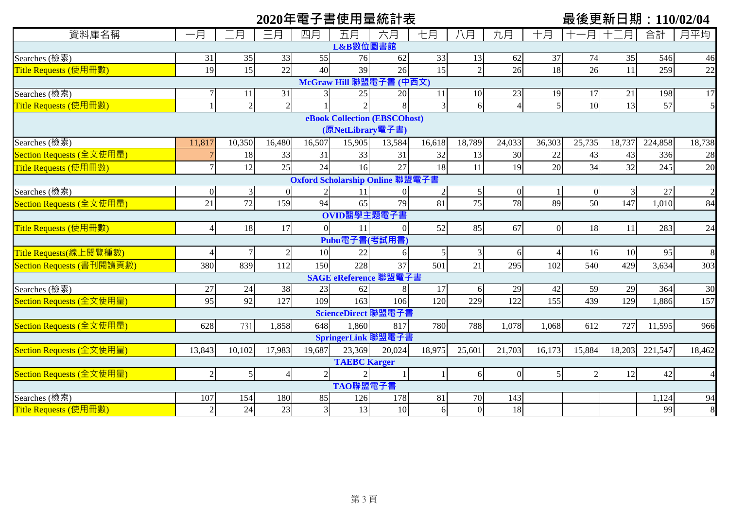## 2020年電子書使用量統計表

**最後更新日期：110/02/04**

| 資料庫名稱 | 一月 | 二月 | 三月 | 四月 | 五月 | 六月 | 七月 | 八月 | 九月 | 十月 | 十一月 | 十二月 | 合計 | 月平均 |
|---|---|---|---|---|---|---|---|---|---|---|---|---|---|---|
| **L&B數位圖書館** | | | | | | | | | | | | | | |
| Searches (檢索) | 31 | 35 | 33 | 55 | 76 | 62 | 33 | 13 | 62 | 37 | 74 | 35 | 546 | 46 |
| Title Requests (使用冊數) | 19 | 15 | 22 | 40 | 39 | 26 | 15 | 2 | 26 | 18 | 26 | 11 | 259 | 22 |
| **McGraw Hill 聯盟電子書 (中西文)** | | | | | | | | | | | | | | |
| Searches (檢索) | 7 | 11 | 31 | 3 | 25 | 20 | 11 | 10 | 23 | 19 | 17 | 21 | 198 | 17 |
| Title Requests (使用冊數) | 1 | 2 | 2 | 1 | 2 | 8 | 3 | 6 | 4 | 5 | 10 | 13 | 57 | 5 |
| **eBook Collection (EBSCOhost) (原NetLibrary電子書)** | | | | | | | | | | | | | | |
| Searches (檢索) | 11,817 | 10,350 | 16,480 | 16,507 | 15,905 | 13,584 | 16,618 | 18,789 | 24,033 | 36,303 | 25,735 | 18,737 | 224,858 | 18,738 |
| Section Requests (全文使用量) | 7 | 18 | 33 | 31 | 33 | 31 | 32 | 13 | 30 | 22 | 43 | 43 | 336 | 28 |
| Title Requests (使用冊數) | 7 | 12 | 25 | 24 | 16 | 27 | 18 | 11 | 19 | 20 | 34 | 32 | 245 | 20 |
| **Oxford Scholarship Online 聯盟電子書** | | | | | | | | | | | | | | |
| Searches (檢索) | 0 | 3 | 0 | 2 | 11 | 0 | 2 | 5 | 0 | 1 | 0 | 3 | 27 | 2 |
| Section Requests (全文使用量) | 21 | 72 | 159 | 94 | 65 | 79 | 81 | 75 | 78 | 89 | 50 | 147 | 1,010 | 84 |
| **OVID醫學主題電子書** | | | | | | | | | | | | | | |
| Title Requests (使用冊數) | 4 | 18 | 17 | 0 | 11 | 0 | 52 | 85 | 67 | 0 | 18 | 11 | 283 | 24 |
| **Pubu電子書(考試用書)** | | | | | | | | | | | | | | |
| Title Requests(線上閱覽種數) | 4 | 7 | 2 | 10 | 22 | 6 | 5 | 3 | 6 | 4 | 16 | 10 | 95 | 8 |
| Section Requests (書刊閱讀頁數) | 380 | 839 | 112 | 150 | 228 | 37 | 501 | 21 | 295 | 102 | 540 | 429 | 3,634 | 303 |
| **SAGE eReference 聯盟電子書** | | | | | | | | | | | | | | |
| Searches (檢索) | 27 | 24 | 38 | 23 | 62 | 8 | 17 | 6 | 29 | 42 | 59 | 29 | 364 | 30 |
| Section Requests (全文使用量) | 95 | 92 | 127 | 109 | 163 | 106 | 120 | 229 | 122 | 155 | 439 | 129 | 1,886 | 157 |
| **ScienceDirect 聯盟電子書** | | | | | | | | | | | | | | |
| Section Requests (全文使用量) | 628 | 731 | 1,858 | 648 | 1,860 | 817 | 780 | 788 | 1,078 | 1,068 | 612 | 727 | 11,595 | 966 |
| **SpringerLink 聯盟電子書** | | | | | | | | | | | | | | |
| Section Requests (全文使用量) | 13,843 | 10,102 | 17,983 | 19,687 | 23,369 | 20,024 | 18,975 | 25,601 | 21,703 | 16,173 | 15,884 | 18,203 | 221,547 | 18,462 |
| **TAEBC Karger** | | | | | | | | | | | | | | |
| Section Requests (全文使用量) | 2 | 5 | 4 | 2 | 2 | 1 | 1 | 6 | 0 | 5 | 2 | 12 | 42 | 4 |
| **TAO聯盟電子書** | | | | | | | | | | | | | | |
| Searches (檢索) | 107 | 154 | 180 | 85 | 126 | 178 | 81 | 70 | 143 | | | | 1,124 | 94 |
| Title Requests (使用冊數) | 2 | 24 | 23 | 3 | 13 | 10 | 6 | 0 | 18 | | | | 99 | 8 |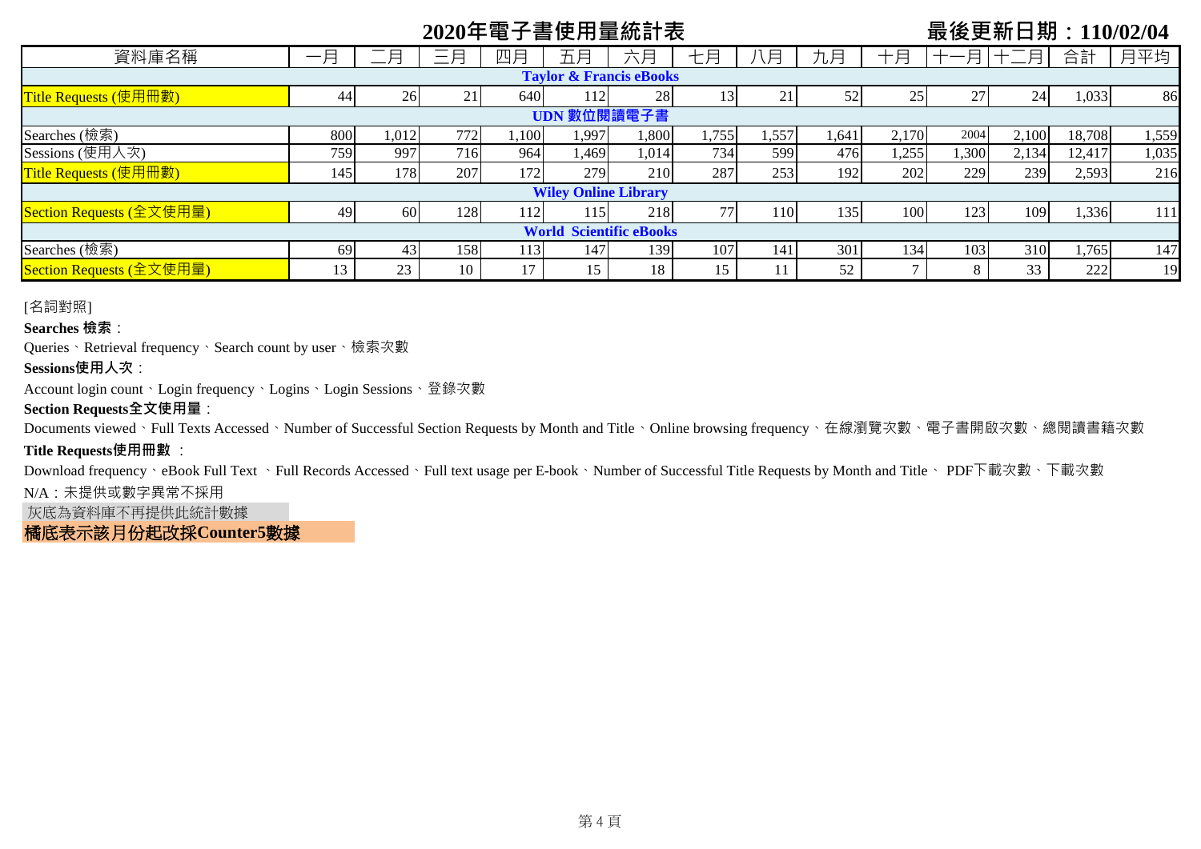# 2020年電子書使用量統計表

**最後更新日期：110/02/04**

| 資料庫名稱 | 一月 | 二月 | 三月 | 四月 | 五月 | 六月 | 七月 | 八月 | 九月 | 十月 | 十一月 | 十二月 | 合計 | 月平均 |
|---|---|---|---|---|---|---|---|---|---|---|---|---|---|---|
| **Taylor & Francis eBooks** | | | | | | | | | | | | | | |
| Title Requests (使用冊數) | 44 | 26 | 21 | 640 | 112 | 28 | 13 | 21 | 52 | 25 | 27 | 24 | 1,033 | 86 |
| **UDN 數位閱讀電子書** | | | | | | | | | | | | | | |
| Searches (檢索) | 800 | 1,012 | 772 | 1,100 | 1,997 | 1,800 | 1,755 | 1,557 | 1,641 | 2,170 | 2004 | 2,100 | 18,708 | 1,559 |
| Sessions (使用人次) | 759 | 997 | 716 | 964 | 1,469 | 1,014 | 734 | 599 | 476 | 1,255 | 1,300 | 2,134 | 12,417 | 1,035 |
| Title Requests (使用冊數) | 145 | 178 | 207 | 172 | 279 | 210 | 287 | 253 | 192 | 202 | 229 | 239 | 2,593 | 216 |
| **Wiley Online Library** | | | | | | | | | | | | | | |
| Section Requests (全文使用量) | 49 | 60 | 128 | 112 | 115 | 218 | 77 | 110 | 135 | 100 | 123 | 109 | 1,336 | 111 |
| **World Scientific eBooks** | | | | | | | | | | | | | | |
| Searches (檢索) | 69 | 43 | 158 | 113 | 147 | 139 | 107 | 141 | 301 | 134 | 103 | 310 | 1,765 | 147 |
| Section Requests (全文使用量) | 13 | 23 | 10 | 17 | 15 | 18 | 15 | 11 | 52 | 7 | 8 | 33 | 222 | 19 |

[名詞對照]

**Searches 檢索**：

Queries、Retrieval frequency、Search count by user、檢索次數

**Sessions使用人次**：

Account login count、Login frequency、Logins、Login Sessions、登錄次數

**Section Requests全文使用量**：

Documents viewed、Full Texts Accessed、Number of Successful Section Requests by Month and Title、Online browsing frequency、在線瀏覽次數、電子書開啟次數、總閱讀書籍次數

**Title Requests使用冊數**：

Download frequency、eBook Full Text 、Full Records Accessed、Full text usage per E-book、Number of Successful Title Requests by Month and Title、 PDF下載次數、下載次數

N/A：未提供或數字異常不採用

灰底為資料庫不再提供此統計數據

**橘底表示該月份起改採Counter5數據**